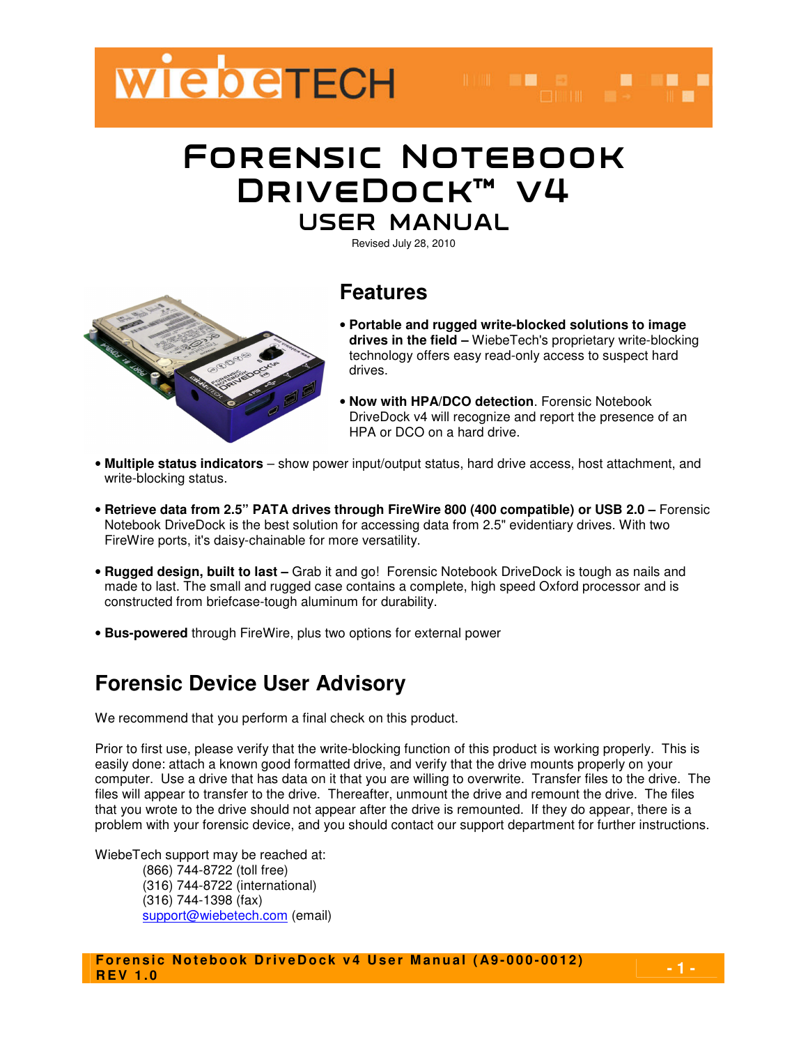# Forensic Notebook DriveDock™ v4

## USER MANUAL

Revised July 28, 2010

## Features

- **Portable and rugged write-blocked solutions to image drives in the field –** WiebeTech's proprietary write-blocking technology offers easy read-only access to suspect hard drives.
- **Now with HPA/DCO detection**. Forensic Notebook DriveDock v4 will recognize and report the presence of an HPA or DCO on a hard drive.
- **Multiple status indicators** – show power input/output status, hard drive access, host attachment, and write-blocking status.
- **Retrieve data from 2.5" PATA drives through FireWire 800 (400 compatible) or USB 2.0 –** Forensic Notebook DriveDock is the best solution for accessing data from 2.5" evidentiary drives. With two FireWire ports, it's daisy-chainable for more versatility.
- **Rugged design, built to last –** Grab it and go! Forensic Notebook DriveDock is tough as nails and made to last. The small and rugged case contains a complete, high speed Oxford processor and is constructed from briefcase-tough aluminum for durability.
- **Bus-powered** through FireWire, plus two options for external power

## Forensic Device User Advisory

We recommend that you perform a final check on this product.

Prior to first use, please verify that the write-blocking function of this product is working properly. This is easily done: attach a known good formatted drive, and verify that the drive mounts properly on your computer. Use a drive that has data on it that you are willing to overwrite. Transfer files to the drive. The files will appear to transfer to the drive. Thereafter, unmount the drive and remount the drive. The files that you wrote to the drive should not appear after the drive is remounted. If they do appear, there is a problem with your forensic device, and you should contact our support department for further instructions.

WiebeTech support may be reached at:

(866) 744-8722 (toll free)
(316) 744-8722 (international)
(316) 744-1398 (fax)
support@wiebetech.com (email)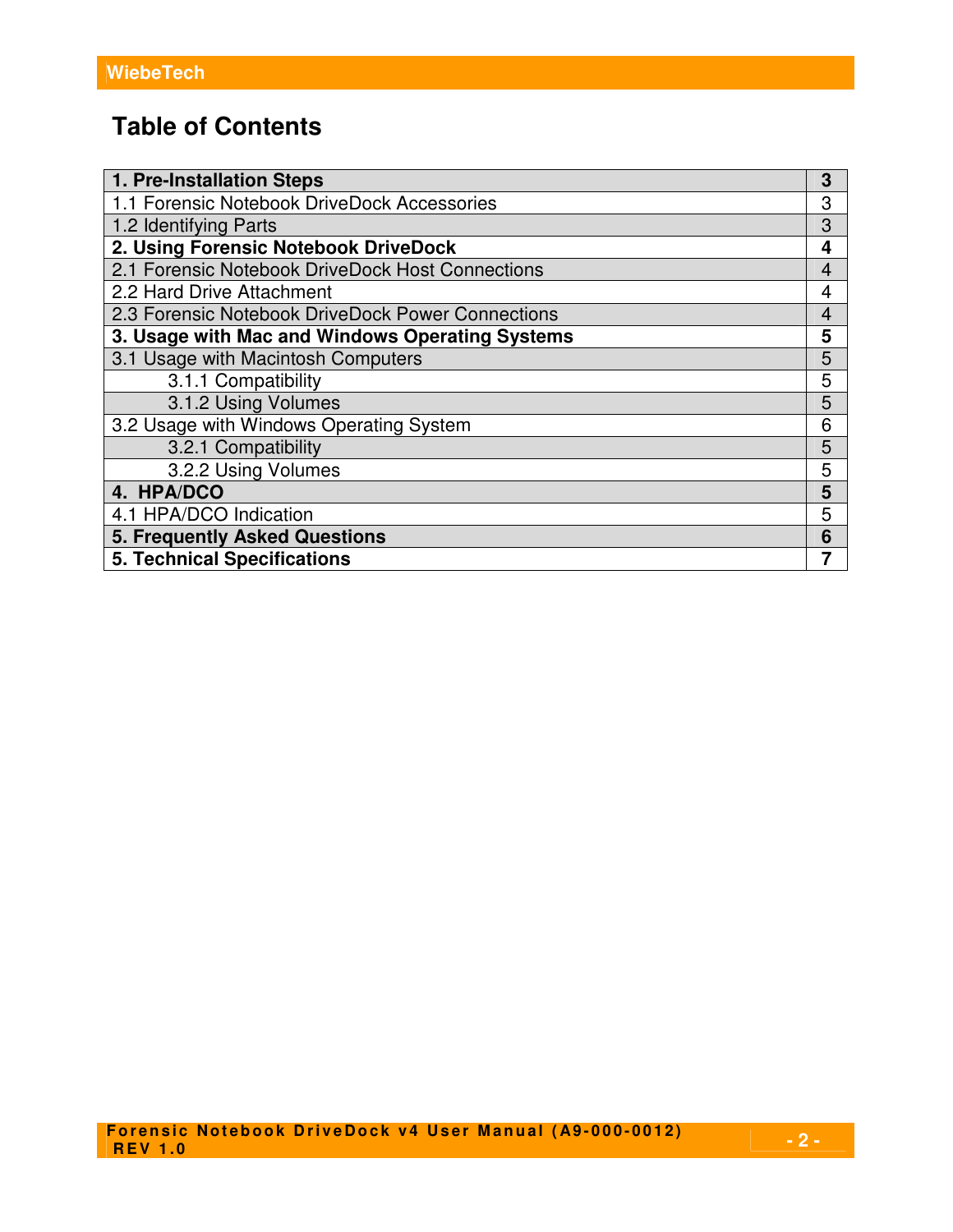# Table of Contents

| | |
|---|---|
| **1. Pre-Installation Steps** | **3** |
| 1.1 Forensic Notebook DriveDock Accessories | 3 |
| 1.2 Identifying Parts | 3 |
| **2. Using Forensic Notebook DriveDock** | **4** |
| 2.1 Forensic Notebook DriveDock Host Connections | 4 |
| 2.2 Hard Drive Attachment | 4 |
| 2.3 Forensic Notebook DriveDock Power Connections | 4 |
| **3. Usage with Mac and Windows Operating Systems** | **5** |
| 3.1 Usage with Macintosh Computers | 5 |
| 3.1.1 Compatibility | 5 |
| 3.1.2 Using Volumes | 5 |
| 3.2 Usage with Windows Operating System | 6 |
| 3.2.1 Compatibility | 5 |
| 3.2.2 Using Volumes | 5 |
| **4. HPA/DCO** | **5** |
| 4.1 HPA/DCO Indication | 5 |
| **5. Frequently Asked Questions** | **6** |
| **5. Technical Specifications** | **7** |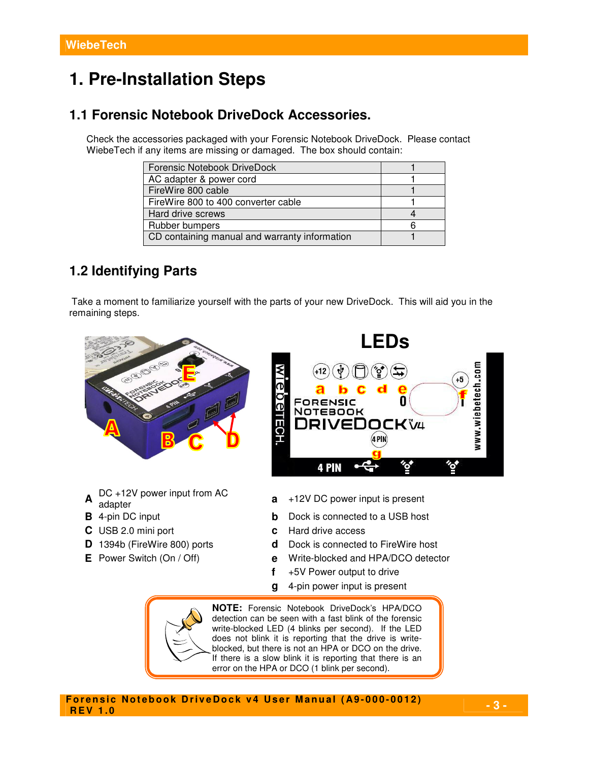# 1. Pre-Installation Steps

## 1.1 Forensic Notebook DriveDock Accessories.

Check the accessories packaged with your Forensic Notebook DriveDock. Please contact WiebeTech if any items are missing or damaged. The box should contain:

| Item | Qty |
|---|---|
| Forensic Notebook DriveDock | 1 |
| AC adapter & power cord | 1 |
| FireWire 800 cable | 1 |
| FireWire 800 to 400 converter cable | 1 |
| Hard drive screws | 4 |
| Rubber bumpers | 6 |
| CD containing manual and warranty information | 1 |

## 1.2 Identifying Parts

Take a moment to familiarize yourself with the parts of your new DriveDock. This will aid you in the remaining steps.

**LEDs**

- **A** DC +12V power input from AC adapter
- **B** 4-pin DC input
- **C** USB 2.0 mini port
- **D** 1394b (FireWire 800) ports
- **E** Power Switch (On / Off)

- **a** +12V DC power input is present
- **b** Dock is connected to a USB host
- **c** Hard drive access
- **d** Dock is connected to FireWire host
- **e** Write-blocked and HPA/DCO detector
- **f** +5V Power output to drive
- **g** 4-pin power input is present

**NOTE:** Forensic Notebook DriveDock's HPA/DCO detection can be seen with a fast blink of the forensic write-blocked LED (4 blinks per second). If the LED does not blink it is reporting that the drive is write-blocked, but there is not an HPA or DCO on the drive. If there is a slow blink it is reporting that there is an error on the HPA or DCO (1 blink per second).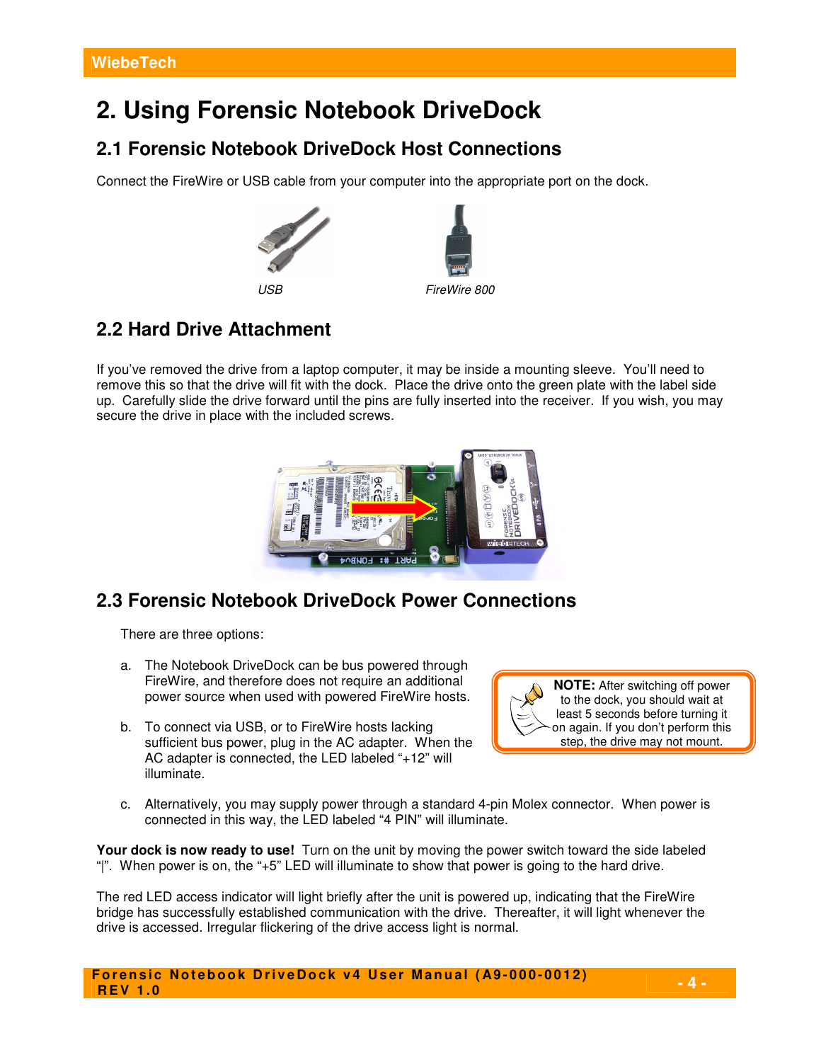# 2. Using Forensic Notebook DriveDock

## 2.1 Forensic Notebook DriveDock Host Connections

Connect the FireWire or USB cable from your computer into the appropriate port on the dock.

*USB* *FireWire 800*

## 2.2 Hard Drive Attachment

If you've removed the drive from a laptop computer, it may be inside a mounting sleeve. You'll need to remove this so that the drive will fit with the dock. Place the drive onto the green plate with the label side up. Carefully slide the drive forward until the pins are fully inserted into the receiver. If you wish, you may secure the drive in place with the included screws.

## 2.3 Forensic Notebook DriveDock Power Connections

There are three options:

a. The Notebook DriveDock can be bus powered through FireWire, and therefore does not require an additional power source when used with powered FireWire hosts.

b. To connect via USB, or to FireWire hosts lacking sufficient bus power, plug in the AC adapter. When the AC adapter is connected, the LED labeled "+12" will illuminate.

c. Alternatively, you may supply power through a standard 4-pin Molex connector. When power is connected in this way, the LED labeled "4 PIN" will illuminate.

**NOTE:** After switching off power to the dock, you should wait at least 5 seconds before turning it on again. If you don't perform this step, the drive may not mount.

**Your dock is now ready to use!** Turn on the unit by moving the power switch toward the side labeled "|". When power is on, the "+5" LED will illuminate to show that power is going to the hard drive.

The red LED access indicator will light briefly after the unit is powered up, indicating that the FireWire bridge has successfully established communication with the drive. Thereafter, it will light whenever the drive is accessed. Irregular flickering of the drive access light is normal.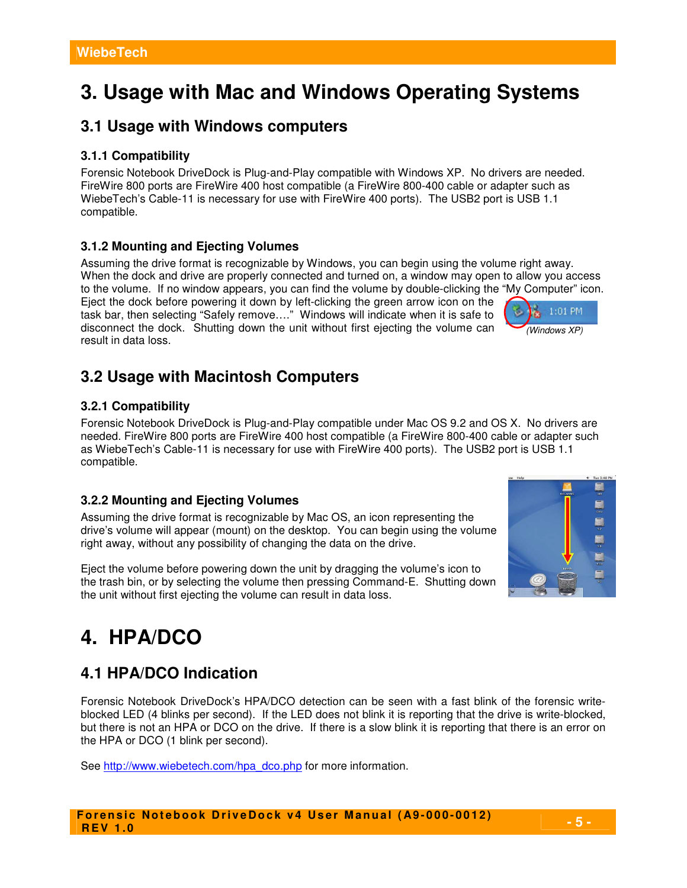# 3. Usage with Mac and Windows Operating Systems

## 3.1 Usage with Windows computers

### 3.1.1 Compatibility

Forensic Notebook DriveDock is Plug-and-Play compatible with Windows XP. No drivers are needed. FireWire 800 ports are FireWire 400 host compatible (a FireWire 800-400 cable or adapter such as WiebeTech's Cable-11 is necessary for use with FireWire 400 ports). The USB2 port is USB 1.1 compatible.

### 3.1.2 Mounting and Ejecting Volumes

Assuming the drive format is recognizable by Windows, you can begin using the volume right away. When the dock and drive are properly connected and turned on, a window may open to allow you access to the volume. If no window appears, you can find the volume by double-clicking the "My Computer" icon. Eject the dock before powering it down by left-clicking the green arrow icon on the task bar, then selecting "Safely remove…." Windows will indicate when it is safe to disconnect the dock. Shutting down the unit without first ejecting the volume can result in data loss.

*(Windows XP)*

## 3.2 Usage with Macintosh Computers

### 3.2.1 Compatibility

Forensic Notebook DriveDock is Plug-and-Play compatible under Mac OS 9.2 and OS X. No drivers are needed. FireWire 800 ports are FireWire 400 host compatible (a FireWire 800-400 cable or adapter such as WiebeTech's Cable-11 is necessary for use with FireWire 400 ports). The USB2 port is USB 1.1 compatible.

### 3.2.2 Mounting and Ejecting Volumes

Assuming the drive format is recognizable by Mac OS, an icon representing the drive's volume will appear (mount) on the desktop. You can begin using the volume right away, without any possibility of changing the data on the drive.

Eject the volume before powering down the unit by dragging the volume's icon to the trash bin, or by selecting the volume then pressing Command-E. Shutting down the unit without first ejecting the volume can result in data loss.

# 4. HPA/DCO

## 4.1 HPA/DCO Indication

Forensic Notebook DriveDock's HPA/DCO detection can be seen with a fast blink of the forensic write-blocked LED (4 blinks per second). If the LED does not blink it is reporting that the drive is write-blocked, but there is not an HPA or DCO on the drive. If there is a slow blink it is reporting that there is an error on the HPA or DCO (1 blink per second).

See http://www.wiebetech.com/hpa_dco.php for more information.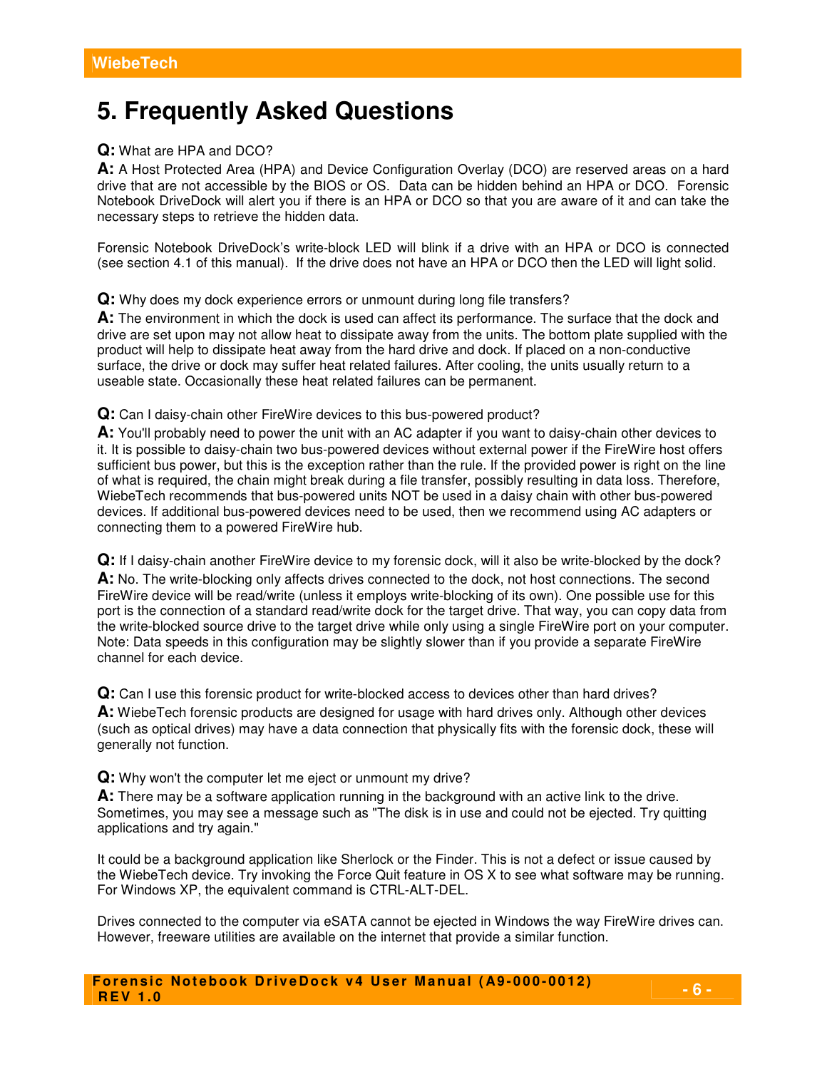# 5. Frequently Asked Questions

**Q:** What are HPA and DCO?

**A:** A Host Protected Area (HPA) and Device Configuration Overlay (DCO) are reserved areas on a hard drive that are not accessible by the BIOS or OS. Data can be hidden behind an HPA or DCO. Forensic Notebook DriveDock will alert you if there is an HPA or DCO so that you are aware of it and can take the necessary steps to retrieve the hidden data.

Forensic Notebook DriveDock's write-block LED will blink if a drive with an HPA or DCO is connected (see section 4.1 of this manual). If the drive does not have an HPA or DCO then the LED will light solid.

**Q:** Why does my dock experience errors or unmount during long file transfers?

**A:** The environment in which the dock is used can affect its performance. The surface that the dock and drive are set upon may not allow heat to dissipate away from the units. The bottom plate supplied with the product will help to dissipate heat away from the hard drive and dock. If placed on a non-conductive surface, the drive or dock may suffer heat related failures. After cooling, the units usually return to a useable state. Occasionally these heat related failures can be permanent.

**Q:** Can I daisy-chain other FireWire devices to this bus-powered product?

**A:** You'll probably need to power the unit with an AC adapter if you want to daisy-chain other devices to it. It is possible to daisy-chain two bus-powered devices without external power if the FireWire host offers sufficient bus power, but this is the exception rather than the rule. If the provided power is right on the line of what is required, the chain might break during a file transfer, possibly resulting in data loss. Therefore, WiebeTech recommends that bus-powered units NOT be used in a daisy chain with other bus-powered devices. If additional bus-powered devices need to be used, then we recommend using AC adapters or connecting them to a powered FireWire hub.

**Q:** If I daisy-chain another FireWire device to my forensic dock, will it also be write-blocked by the dock?

**A:** No. The write-blocking only affects drives connected to the dock, not host connections. The second FireWire device will be read/write (unless it employs write-blocking of its own). One possible use for this port is the connection of a standard read/write dock for the target drive. That way, you can copy data from the write-blocked source drive to the target drive while only using a single FireWire port on your computer. Note: Data speeds in this configuration may be slightly slower than if you provide a separate FireWire channel for each device.

**Q:** Can I use this forensic product for write-blocked access to devices other than hard drives?

**A:** WiebeTech forensic products are designed for usage with hard drives only. Although other devices (such as optical drives) may have a data connection that physically fits with the forensic dock, these will generally not function.

**Q:** Why won't the computer let me eject or unmount my drive?

**A:** There may be a software application running in the background with an active link to the drive. Sometimes, you may see a message such as "The disk is in use and could not be ejected. Try quitting applications and try again."

It could be a background application like Sherlock or the Finder. This is not a defect or issue caused by the WiebeTech device. Try invoking the Force Quit feature in OS X to see what software may be running. For Windows XP, the equivalent command is CTRL-ALT-DEL.

Drives connected to the computer via eSATA cannot be ejected in Windows the way FireWire drives can. However, freeware utilities are available on the internet that provide a similar function.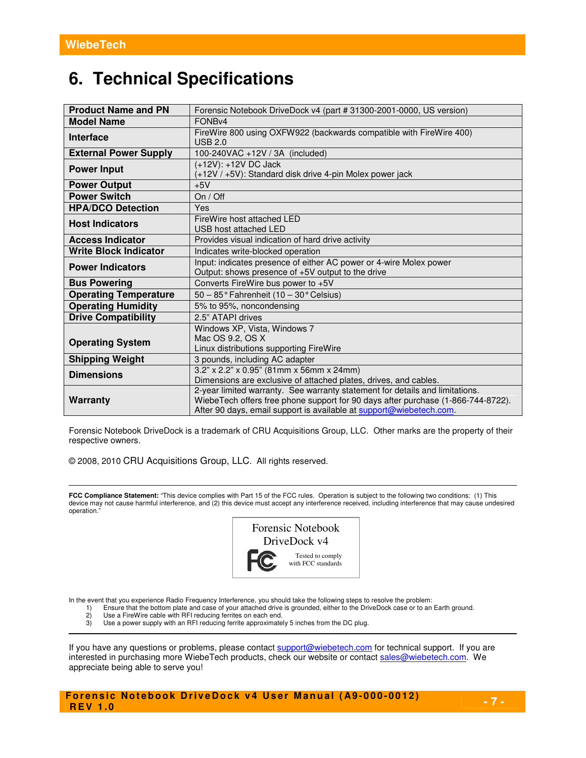# 6. Technical Specifications

| | |
|---|---|
| **Product Name and PN** | Forensic Notebook DriveDock v4 (part # 31300-2001-0000, US version) |
| **Model Name** | FONBv4 |
| **Interface** | FireWire 800 using OXFW922 (backwards compatible with FireWire 400)<br>USB 2.0 |
| **External Power Supply** | 100-240VAC +12V / 3A (included) |
| **Power Input** | (+12V): +12V DC Jack<br>(+12V / +5V): Standard disk drive 4-pin Molex power jack |
| **Power Output** | +5V |
| **Power Switch** | On / Off |
| **HPA/DCO Detection** | Yes |
| **Host Indicators** | FireWire host attached LED<br>USB host attached LED |
| **Access Indicator** | Provides visual indication of hard drive activity |
| **Write Block Indicator** | Indicates write-blocked operation |
| **Power Indicators** | Input: indicates presence of either AC power or 4-wire Molex power<br>Output: shows presence of +5V output to the drive |
| **Bus Powering** | Converts FireWire bus power to +5V |
| **Operating Temperature** | 50 – 85° Fahrenheit (10 – 30° Celsius) |
| **Operating Humidity** | 5% to 95%, noncondensing |
| **Drive Compatibility** | 2.5" ATAPI drives |
| **Operating System** | Windows XP, Vista, Windows 7<br>Mac OS 9.2, OS X<br>Linux distributions supporting FireWire |
| **Shipping Weight** | 3 pounds, including AC adapter |
| **Dimensions** | 3.2" x 2.2" x 0.95" (81mm x 56mm x 24mm)<br>Dimensions are exclusive of attached plates, drives, and cables. |
| **Warranty** | 2-year limited warranty. See warranty statement for details and limitations.<br>WiebeTech offers free phone support for 90 days after purchase (1-866-744-8722).<br>After 90 days, email support is available at support@wiebetech.com. |

Forensic Notebook DriveDock is a trademark of CRU Acquisitions Group, LLC. Other marks are the property of their respective owners.

© 2008, 2010 CRU Acquisitions Group, LLC. All rights reserved.

---

**FCC Compliance Statement:** "This device complies with Part 15 of the FCC rules. Operation is subject to the following two conditions: (1) This device may not cause harmful interference, and (2) this device must accept any interference received, including interference that may cause undesired operation."

Forensic Notebook DriveDock v4

FC Tested to comply with FCC standards

In the event that you experience Radio Frequency Interference, you should take the following steps to resolve the problem:

1) Ensure that the bottom plate and case of your attached drive is grounded, either to the DriveDock case or to an Earth ground.
2) Use a FireWire cable with RFI reducing ferrites on each end.
3) Use a power supply with an RFI reducing ferrite approximately 5 inches from the DC plug.

---

If you have any questions or problems, please contact support@wiebetech.com for technical support. If you are interested in purchasing more WiebeTech products, check our website or contact sales@wiebetech.com. We appreciate being able to serve you!